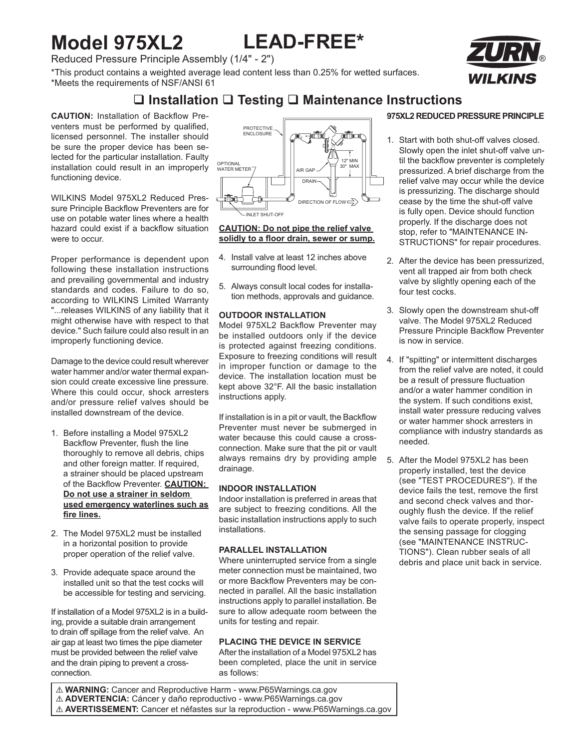# Model 975XL2 LEAD-FREE*

Reduced Pressure Principle Assembly (1/4" - 2")

*This product contains a weighted average lead content less than 0.25% for wetted surfaces.
*Meets the requirements of NSF/ANSI 61

ZURN WILKINS

## ❑ Installation ❑ Testing ❑ Maintenance Instructions

**CAUTION:** Installation of Backflow Preventers must be performed by qualified, licensed personnel. The installer should be sure the proper device has been selected for the particular installation. Faulty installation could result in an improperly functioning device.

WILKINS Model 975XL2 Reduced Pressure Principle Backflow Preventers are for use on potable water lines where a health hazard could exist if a backflow situation were to occur.

Proper performance is dependent upon following these installation instructions and prevailing governmental and industry standards and codes. Failure to do so, according to WILKINS Limited Warranty "...releases WILKINS of any liability that it might otherwise have with respect to that device." Such failure could also result in an improperly functioning device.

Damage to the device could result wherever water hammer and/or water thermal expansion could create excessive line pressure. Where this could occur, shock arresters and/or pressure relief valves should be installed downstream of the device.

1. Before installing a Model 975XL2 Backflow Preventer, flush the line thoroughly to remove all debris, chips and other foreign matter. If required, a strainer should be placed upstream of the Backflow Preventer. **CAUTION: Do not use a strainer in seldom used emergency waterlines such as fire lines.**
2. The Model 975XL2 must be installed in a horizontal position to provide proper operation of the relief valve.
3. Provide adequate space around the installed unit so that the test cocks will be accessible for testing and servicing.

If installation of a Model 975XL2 is in a building, provide a suitable drain arrangement to drain off spillage from the relief valve. An air gap at least two times the pipe diameter must be provided between the relief valve and the drain piping to prevent a cross-connection.

PROTECTIVE ENCLOSURE, OPTIONAL WATER METER, AIR GAP, DRAIN, 12" MIN 30" MAX, DIRECTION OF FLOW, INLET SHUT-OFF

**CAUTION: Do not pipe the relief valve solidly to a floor drain, sewer or sump.**

4. Install valve at least 12 inches above surrounding flood level.
5. Always consult local codes for installation methods, approvals and guidance.

### OUTDOOR INSTALLATION

Model 975XL2 Backflow Preventer may be installed outdoors only if the device is protected against freezing conditions. Exposure to freezing conditions will result in improper function or damage to the device. The installation location must be kept above 32°F. All the basic installation instructions apply.

If installation is in a pit or vault, the Backflow Preventer must never be submerged in water because this could cause a cross-connection. Make sure that the pit or vault always remains dry by providing ample drainage.

### INDOOR INSTALLATION

Indoor installation is preferred in areas that are subject to freezing conditions. All the basic installation instructions apply to such installations.

### PARALLEL INSTALLATION

Where uninterrupted service from a single meter connection must be maintained, two or more Backflow Preventers may be connected in parallel. All the basic installation instructions apply to parallel installation. Be sure to allow adequate room between the units for testing and repair.

### PLACING THE DEVICE IN SERVICE

After the installation of a Model 975XL2 has been completed, place the unit in service as follows:

### 975XL2 REDUCED PRESSURE PRINCIPLE

1. Start with both shut-off valves closed. Slowly open the inlet shut-off valve until the backflow preventer is completely pressurized. A brief discharge from the relief valve may occur while the device is pressurizing. The discharge should cease by the time the shut-off valve is fully open. Device should function properly. If the discharge does not stop, refer to "MAINTENANCE INSTRUCTIONS" for repair procedures.
2. After the device has been pressurized, vent all trapped air from both check valve by slightly opening each of the four test cocks.
3. Slowly open the downstream shut-off valve. The Model 975XL2 Reduced Pressure Principle Backflow Preventer is now in service.
4. If "spitting" or intermittent discharges from the relief valve are noted, it could be a result of pressure fluctuation and/or a water hammer condition in the system. If such conditions exist, install water pressure reducing valves or water hammer shock arresters in compliance with industry standards as needed.
5. After the Model 975XL2 has been properly installed, test the device (see "TEST PROCEDURES"). If the device fails the test, remove the first and second check valves and thoroughly flush the device. If the relief valve fails to operate properly, inspect the sensing passage for clogging (see "MAINTENANCE INSTRUCTIONS"). Clean rubber seals of all debris and place unit back in service.

⚠ **WARNING:** Cancer and Reproductive Harm - www.P65Warnings.ca.gov
⚠ **ADVERTENCIA:** Cáncer y daño reproductivo - www.P65Warnings.ca.gov
⚠ **AVERTISSEMENT:** Cancer et néfastes sur la reproduction - www.P65Warnings.ca.gov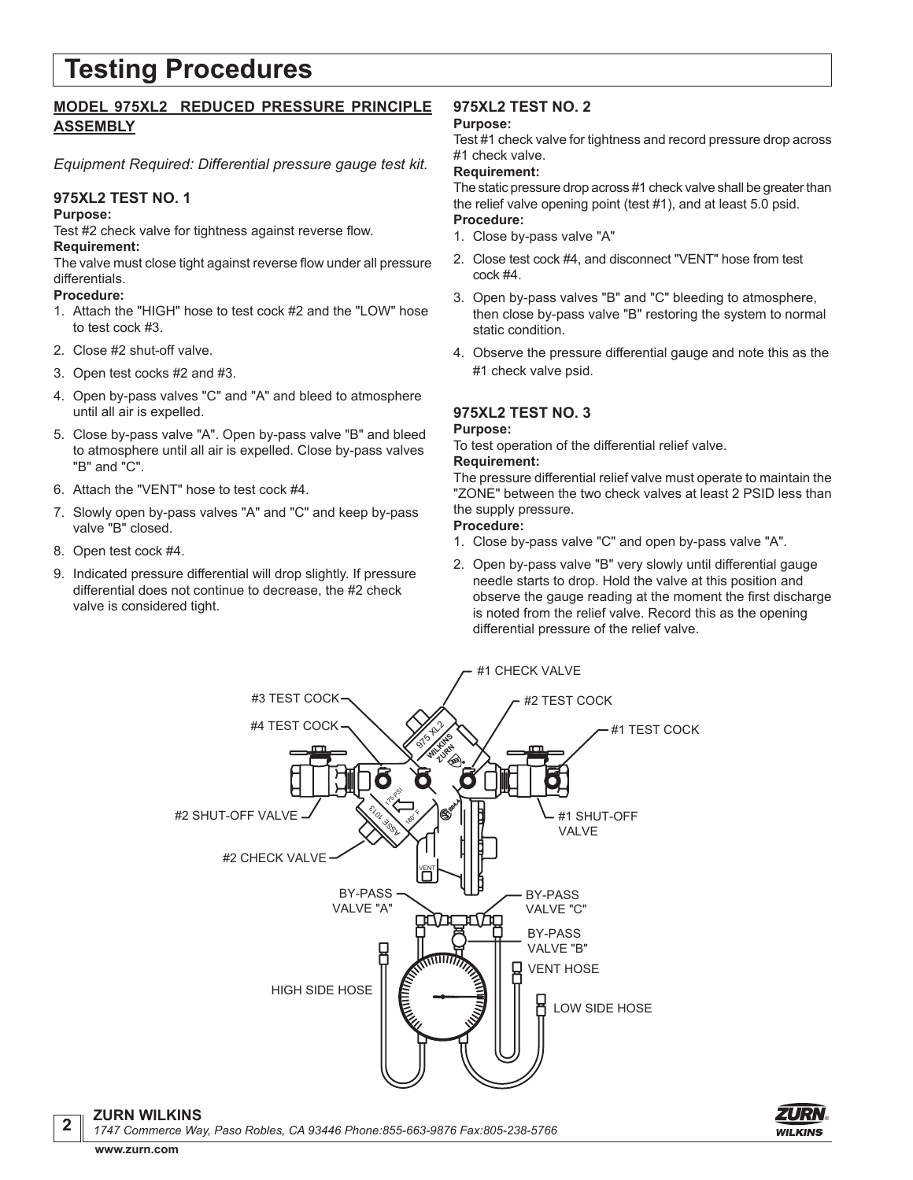# Testing Procedures

## MODEL 975XL2 REDUCED PRESSURE PRINCIPLE ASSEMBLY

*Equipment Required: Differential pressure gauge test kit.*

### 975XL2 TEST NO. 1

**Purpose:**

Test #2 check valve for tightness against reverse flow.

**Requirement:**

The valve must close tight against reverse flow under all pressure differentials.

**Procedure:**

1. Attach the "HIGH" hose to test cock #2 and the "LOW" hose to test cock #3.
2. Close #2 shut-off valve.
3. Open test cocks #2 and #3.
4. Open by-pass valves "C" and "A" and bleed to atmosphere until all air is expelled.
5. Close by-pass valve "A". Open by-pass valve "B" and bleed to atmosphere until all air is expelled. Close by-pass valves "B" and "C".
6. Attach the "VENT" hose to test cock #4.
7. Slowly open by-pass valves "A" and "C" and keep by-pass valve "B" closed.
8. Open test cock #4.
9. Indicated pressure differential will drop slightly. If pressure differential does not continue to decrease, the #2 check valve is considered tight.

### 975XL2 TEST NO. 2

**Purpose:**

Test #1 check valve for tightness and record pressure drop across #1 check valve.

**Requirement:**

The static pressure drop across #1 check valve shall be greater than the relief valve opening point (test #1), and at least 5.0 psid.

**Procedure:**

1. Close by-pass valve "A"
2. Close test cock #4, and disconnect "VENT" hose from test cock #4.
3. Open by-pass valves "B" and "C" bleeding to atmosphere, then close by-pass valve "B" restoring the system to normal static condition.
4. Observe the pressure differential gauge and note this as the #1 check valve psid.

### 975XL2 TEST NO. 3

**Purpose:**

To test operation of the differential relief valve.

**Requirement:**

The pressure differential relief valve must operate to maintain the "ZONE" between the two check valves at least 2 PSID less than the supply pressure.

**Procedure:**

1. Close by-pass valve "C" and open by-pass valve "A".
2. Open by-pass valve "B" very slowly until differential gauge needle starts to drop. Hold the valve at this position and observe the gauge reading at the moment the first discharge is noted from the relief valve. Record this as the opening differential pressure of the relief valve.

#1 CHECK VALVE

#3 TEST COCK

#2 TEST COCK

#4 TEST COCK

#1 TEST COCK

#2 SHUT-OFF VALVE

#1 SHUT-OFF VALVE

#2 CHECK VALVE

BY-PASS VALVE "A"

BY-PASS VALVE "C"

BY-PASS VALVE "B"

VENT HOSE

HIGH SIDE HOSE

LOW SIDE HOSE

**ZURN WILKINS**

*1747 Commerce Way, Paso Robles, CA 93446 Phone:855-663-9876 Fax:805-238-5766*

**www.zurn.com**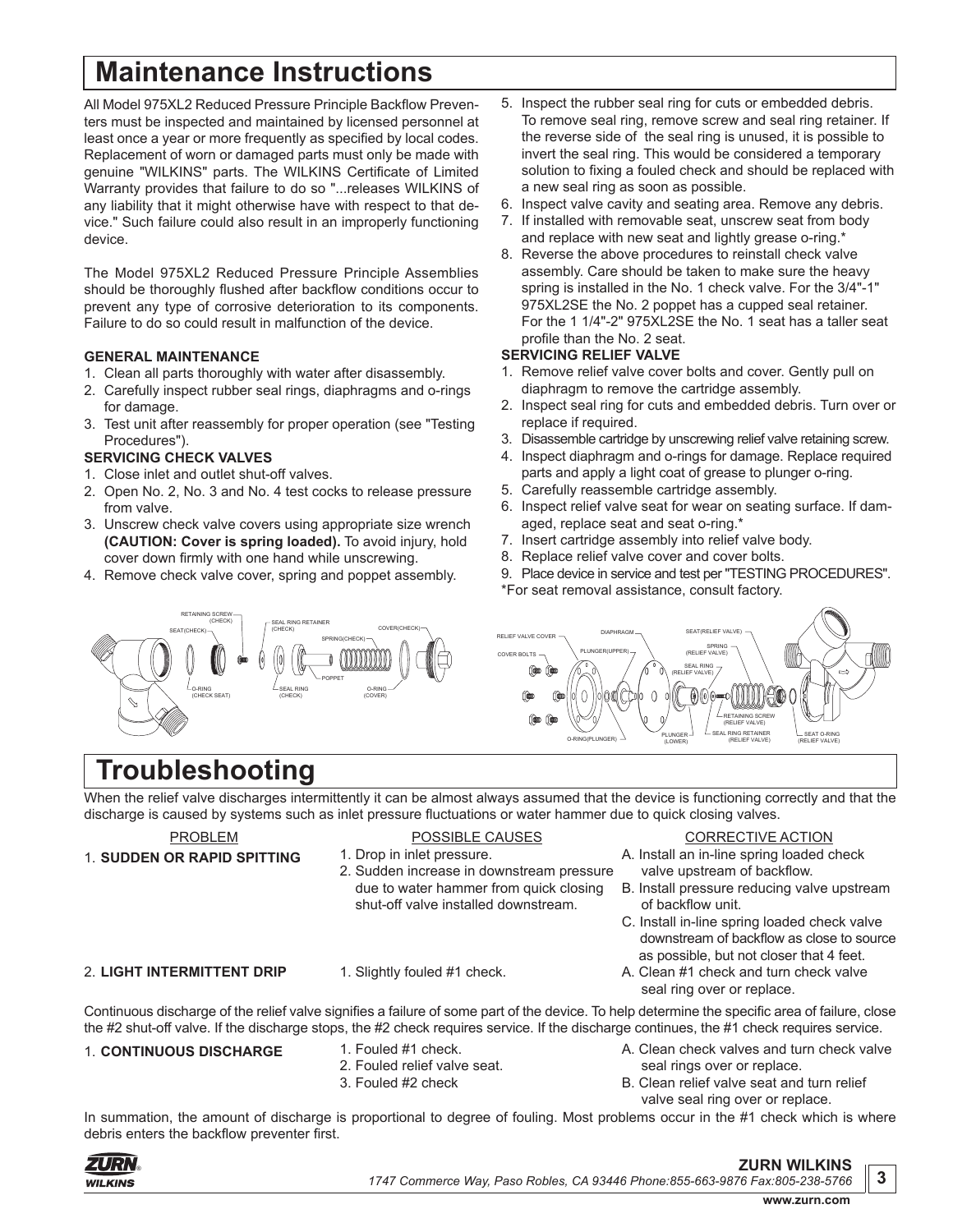# Maintenance Instructions

All Model 975XL2 Reduced Pressure Principle Backflow Preventers must be inspected and maintained by licensed personnel at least once a year or more frequently as specified by local codes. Replacement of worn or damaged parts must only be made with genuine "WILKINS" parts. The WILKINS Certificate of Limited Warranty provides that failure to do so "...releases WILKINS of any liability that it might otherwise have with respect to that device." Such failure could also result in an improperly functioning device.

The Model 975XL2 Reduced Pressure Principle Assemblies should be thoroughly flushed after backflow conditions occur to prevent any type of corrosive deterioration to its components. Failure to do so could result in malfunction of the device.

**GENERAL MAINTENANCE**

1. Clean all parts thoroughly with water after disassembly.
2. Carefully inspect rubber seal rings, diaphragms and o-rings for damage.
3. Test unit after reassembly for proper operation (see "Testing Procedures").

**SERVICING CHECK VALVES**

1. Close inlet and outlet shut-off valves.
2. Open No. 2, No. 3 and No. 4 test cocks to release pressure from valve.
3. Unscrew check valve covers using appropriate size wrench **(CAUTION: Cover is spring loaded).** To avoid injury, hold cover down firmly with one hand while unscrewing.
4. Remove check valve cover, spring and poppet assembly.
5. Inspect the rubber seal ring for cuts or embedded debris. To remove seal ring, remove screw and seal ring retainer. If the reverse side of the seal ring is unused, it is possible to invert the seal ring. This would be considered a temporary solution to fixing a fouled check and should be replaced with a new seal ring as soon as possible.
6. Inspect valve cavity and seating area. Remove any debris.
7. If installed with removable seat, unscrew seat from body and replace with new seat and lightly grease o-ring.*
8. Reverse the above procedures to reinstall check valve assembly. Care should be taken to make sure the heavy spring is installed in the No. 1 check valve. For the 3/4"-1" 975XL2SE the No. 2 poppet has a cupped seal retainer. For the 1 1/4"-2" 975XL2SE the No. 1 seat has a taller seat profile than the No. 2 seat.

**SERVICING RELIEF VALVE**

1. Remove relief valve cover bolts and cover. Gently pull on diaphragm to remove the cartridge assembly.
2. Inspect seal ring for cuts and embedded debris. Turn over or replace if required.
3. Disassemble cartridge by unscrewing relief valve retaining screw.
4. Inspect diaphragm and o-rings for damage. Replace required parts and apply a light coat of grease to plunger o-ring.
5. Carefully reassemble cartridge assembly.
6. Inspect relief valve seat for wear on seating surface. If damaged, replace seat and seat o-ring.*
7. Insert cartridge assembly into relief valve body.
8. Replace relief valve cover and cover bolts.
9. Place device in service and test per "TESTING PROCEDURES".

*For seat removal assistance, consult factory.

RETAINING SCREW (CHECK), SEAT(CHECK), SEAL RING RETAINER (CHECK), SPRING(CHECK), COVER(CHECK), O-RING (CHECK SEAT), SEAL RING (CHECK), POPPET, O-RING (COVER)

RELIEF VALVE COVER, COVER BOLTS, DIAPHRAGM, PLUNGER(UPPER), SEAT(RELIEF VALVE), SPRING (RELIEF VALVE), SEAL RING (RELIEF VALVE), RETAINING SCREW (RELIEF VALVE), O-RING(PLUNGER), PLUNGER (LOWER), SEAL RING RETAINER (RELIEF VALVE), SEAT O-RING (RELIEF VALVE)

# Troubleshooting

When the relief valve discharges intermittently it can be almost always assumed that the device is functioning correctly and that the discharge is caused by systems such as inlet pressure fluctuations or water hammer due to quick closing valves.

| PROBLEM | POSSIBLE CAUSES | CORRECTIVE ACTION |
|---|---|---|
| 1. **SUDDEN OR RAPID SPITTING** | 1. Drop in inlet pressure.<br>2. Sudden increase in downstream pressure due to water hammer from quick closing shut-off valve installed downstream. | A. Install an in-line spring loaded check valve upstream of backflow.<br>B. Install pressure reducing valve upstream of backflow unit.<br>C. Install in-line spring loaded check valve downstream of backflow as close to source as possible, but not closer that 4 feet. |
| 2. **LIGHT INTERMITTENT DRIP** | 1. Slightly fouled #1 check. | A. Clean #1 check and turn check valve seal ring over or replace. |

Continuous discharge of the relief valve signifies a failure of some part of the device. To help determine the specific area of failure, close the #2 shut-off valve. If the discharge stops, the #2 check requires service. If the discharge continues, the #1 check requires service.

| PROBLEM | POSSIBLE CAUSES | CORRECTIVE ACTION |
|---|---|---|
| 1. **CONTINUOUS DISCHARGE** | 1. Fouled #1 check.<br>2. Fouled relief valve seat.<br>3. Fouled #2 check | A. Clean check valves and turn check valve seal rings over or replace.<br>B. Clean relief valve seat and turn relief valve seal ring over or replace. |

In summation, the amount of discharge is proportional to degree of fouling. Most problems occur in the #1 check which is where debris enters the backflow preventer first.

**ZURN WILKINS**
*1747 Commerce Way, Paso Robles, CA 93446 Phone:855-663-9876 Fax:805-238-5766*
**www.zurn.com**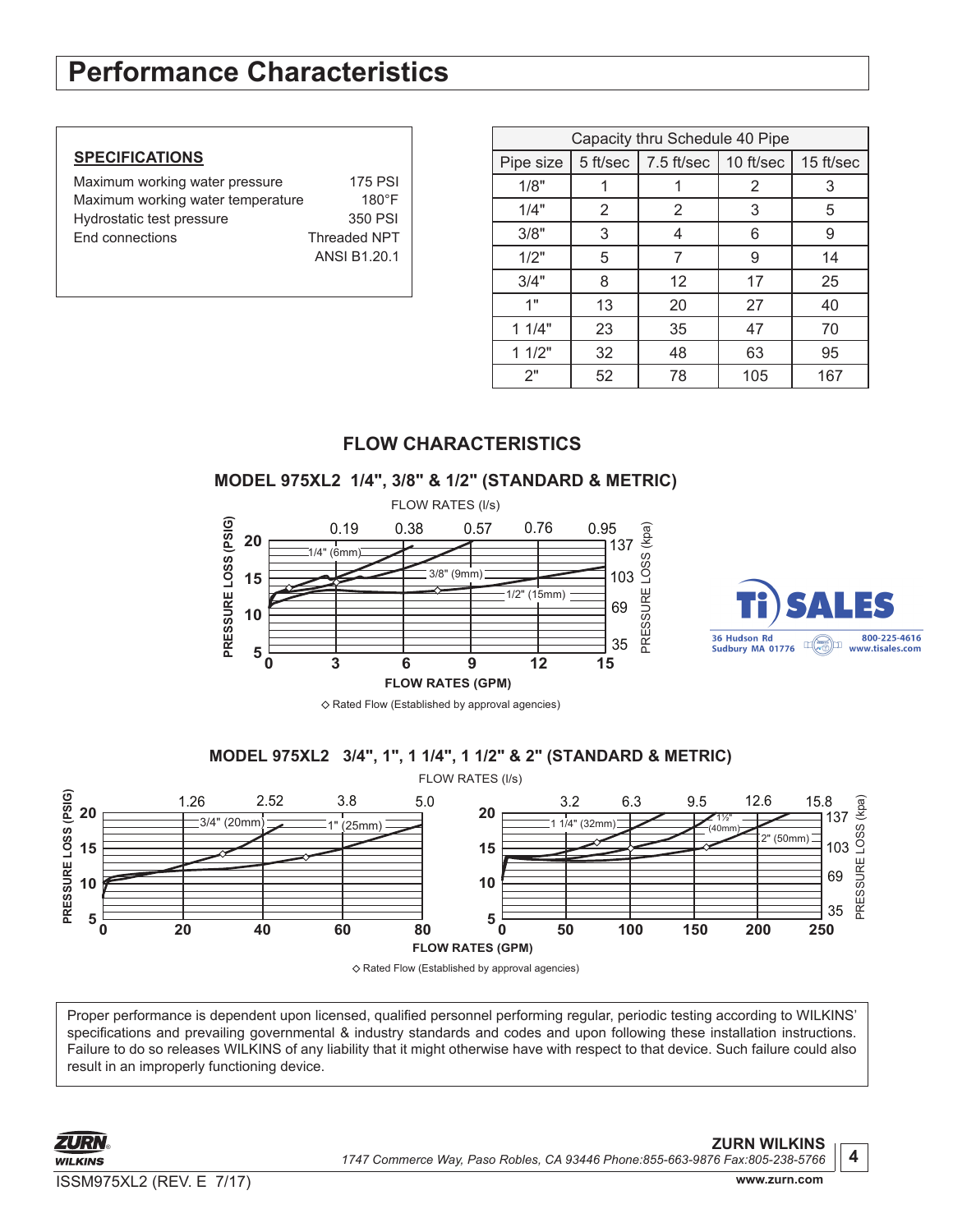# Performance Characteristics

**SPECIFICATIONS**

| | |
|---|---|
| Maximum working water pressure | 175 PSI |
| Maximum working water temperature | 180°F |
| Hydrostatic test pressure | 350 PSI |
| End connections | Threaded NPT ANSI B1.20.1 |

| Capacity thru Schedule 40 Pipe | | | | |
|---|---|---|---|---|
| Pipe size | 5 ft/sec | 7.5 ft/sec | 10 ft/sec | 15 ft/sec |
| 1/8" | 1 | 1 | 2 | 3 |
| 1/4" | 2 | 2 | 3 | 5 |
| 3/8" | 3 | 4 | 6 | 9 |
| 1/2" | 5 | 7 | 9 | 14 |
| 3/4" | 8 | 12 | 17 | 25 |
| 1" | 13 | 20 | 27 | 40 |
| 1 1/4" | 23 | 35 | 47 | 70 |
| 1 1/2" | 32 | 48 | 63 | 95 |
| 2" | 52 | 78 | 105 | 167 |

## FLOW CHARACTERISTICS

### MODEL 975XL2 1/4", 3/8" & 1/2" (STANDARD & METRIC)

FLOW RATES (l/s)
0.19 0.38 0.57 0.76 0.95
PRESSURE LOSS (PSIG)
20 15 10 5
PRESSURE LOSS (kpa)
137 103 69 35
1/4" (6mm)
3/8" (9mm)
1/2" (15mm)
0 3 6 9 12 15
FLOW RATES (GPM)

◇ Rated Flow (Established by approval agencies)

Ti SALES
36 Hudson Rd
Sudbury MA 01776
800-225-4616
www.tisales.com

### MODEL 975XL2 3/4", 1", 1 1/4", 1 1/2" & 2" (STANDARD & METRIC)

FLOW RATES (l/s)
1.26 2.52 3.8 5.0
3.2 6.3 9.5 12.6 15.8
PRESSURE LOSS (PSIG)
20 15 10 5
PRESSURE LOSS (kpa)
137 103 69 35
3/4" (20mm)
1" (25mm)
1 1/4" (32mm)
1½" (40mm)
2" (50mm)
0 20 40 60 80
0 50 100 150 200 250
FLOW RATES (GPM)

◇ Rated Flow (Established by approval agencies)

Proper performance is dependent upon licensed, qualified personnel performing regular, periodic testing according to WILKINS' specifications and prevailing governmental & industry standards and codes and upon following these installation instructions. Failure to do so releases WILKINS of any liability that it might otherwise have with respect to that device. Such failure could also result in an improperly functioning device.

ZURN WILKINS
1747 Commerce Way, Paso Robles, CA 93446 Phone:855-663-9876 Fax:805-238-5766
www.zurn.com

ISSM975XL2 (REV. E 7/17)